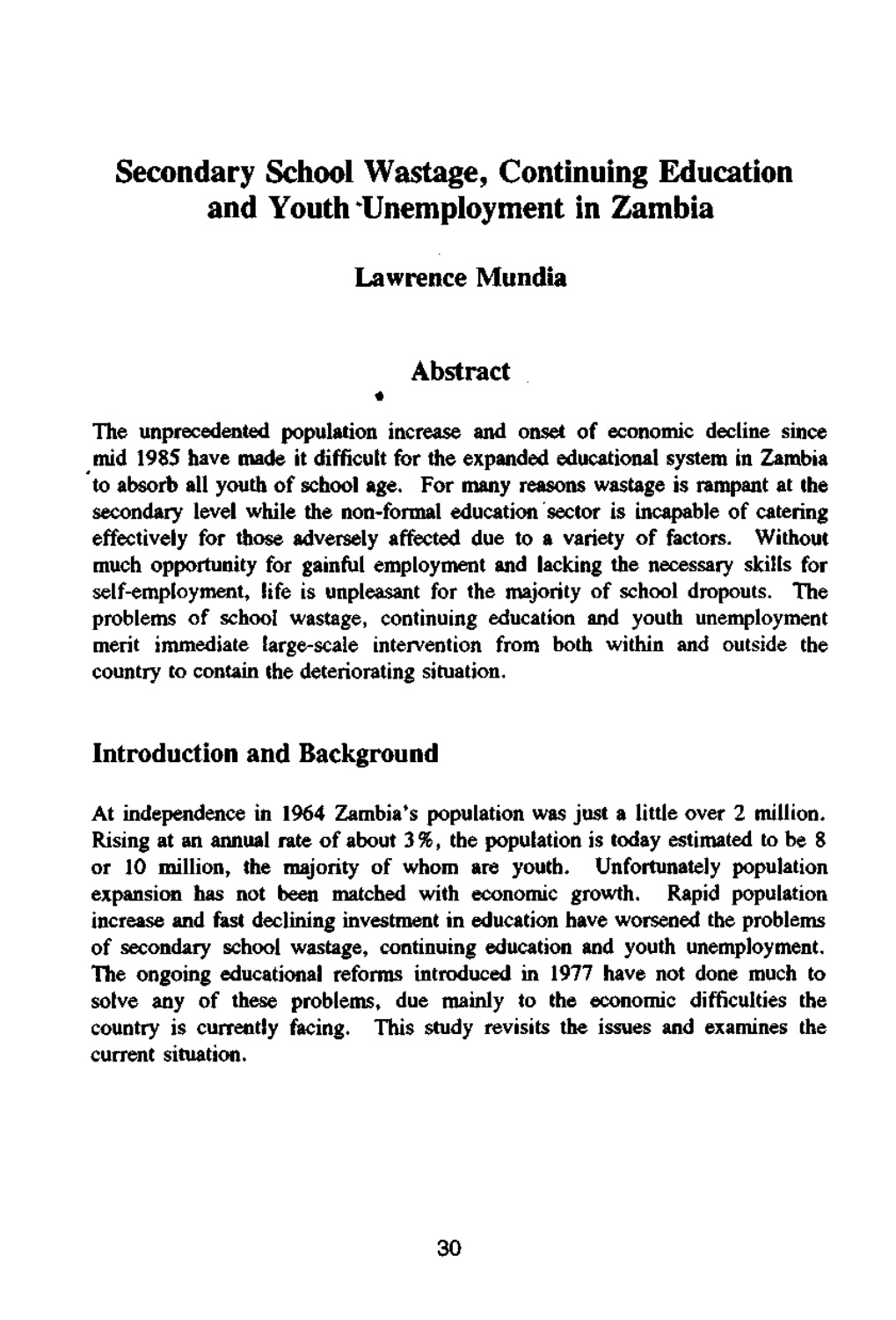# Secondary School Wastage, Continuing Education and Youth Unemployment in Zambia

**Lawrence Mundia**

## Abstract

The unprecedented population increase and onset of economic decline since mid 1985 have made it difficult for the expanded educational system in Zambia to absorb all youth of school age. For many reasons wastage is rampant at the secondary level while the non-formal education sector is incapable of catering effectively for those adversely affected due to a variety of factors. Without much opportunity for gainful employment and lacking the necessary skills for self-employment, life is unpleasant for the majority of school dropouts. The problems of school wastage, continuing education and youth unemployment merit immediate large-scale intervention from both within and outside the country to contain the deteriorating situation.

## Introduction and Background

At independence in 1964 Zambia's population was just a little over 2 million. Rising at an annual rate of about 3%, the population is today estimated to be 8 or 10 million, the majority of whom are youth. Unfortunately population expansion has not been matched with economic growth. Rapid population increase and fast declining investment in education have worsened the problems of secondary school wastage, continuing education and youth unemployment. The ongoing educational reforms introduced in 1977 have not done much to solve any of these problems, due mainly to the economic difficulties the country is currently facing. This study revisits the issues and examines the current situation.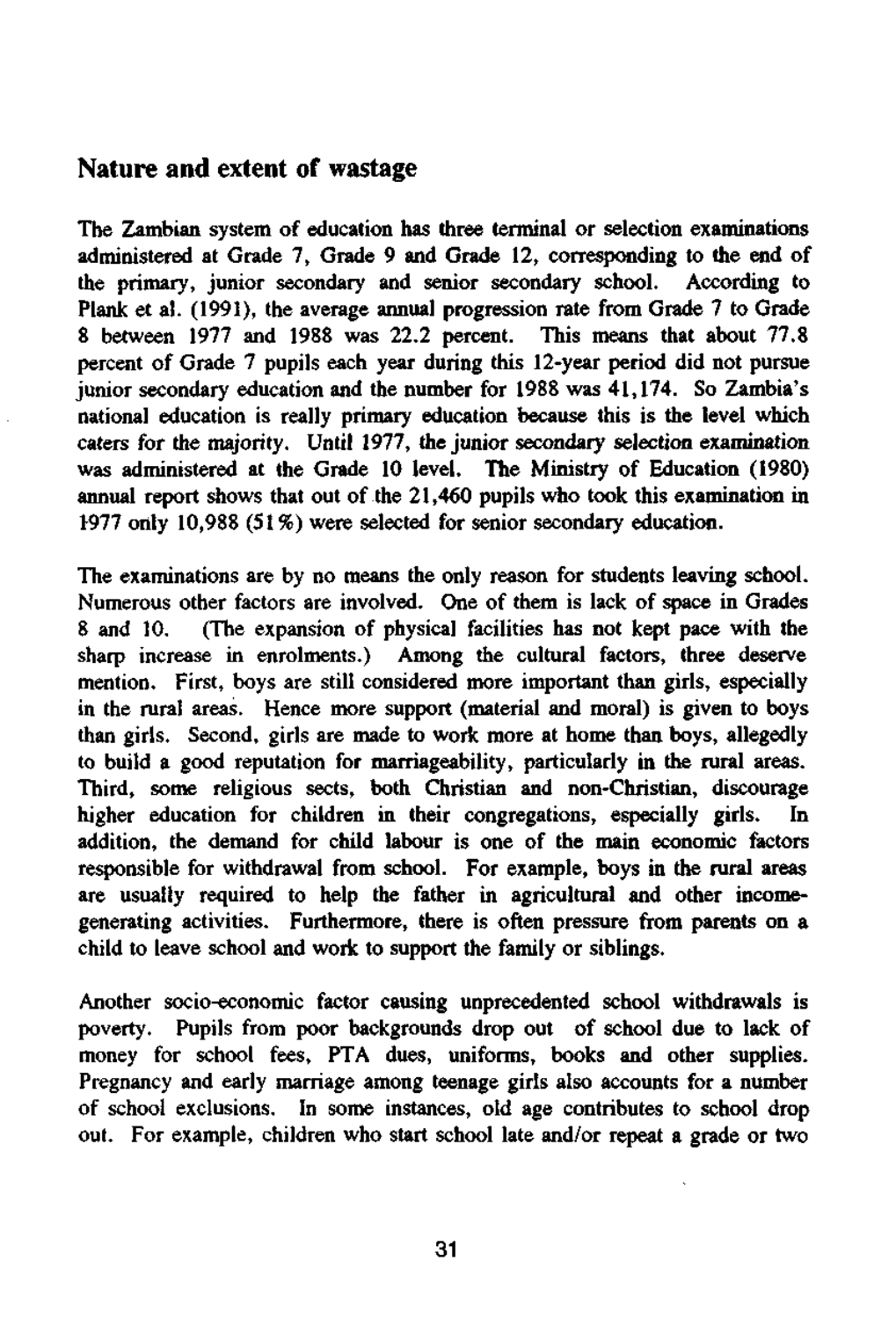## Nature and extent of wastage

The Zambian system of education has three terminal or selection examinations administered at Grade 7, Grade 9 and Grade 12, corresponding to the end of the primary, junior secondary and senior secondary school. According to Plank et al. (1991), the average annual progression rate from Grade 7 to Grade 8 between 1977 and 1988 was 22.2 percent. This means that about 77.8 percent of Grade 7 pupils each year during this 12-year period did not pursue junior secondary education and the number for 1988 was 41,174. So Zambia's national education is really primary education because this is the level which caters for the majority. Until 1977, the junior secondary selection examination was administered at the Grade 10 level. The Ministry of Education (1980) annual report shows that out of the 21,460 pupils who took this examination in 1977 only 10,988 (51%) were selected for senior secondary education.

The examinations are by no means the only reason for students leaving school. Numerous other factors are involved. One of them is lack of space in Grades 8 and 10. (The expansion of physical facilities has not kept pace with the sharp increase in enrolments.) Among the cultural factors, three deserve mention. First, boys are still considered more important than girls, especially in the rural areas. Hence more support (material and moral) is given to boys than girls. Second, girls are made to work more at home than boys, allegedly to build a good reputation for marriageability, particularly in the rural areas. Third, some religious sects, both Christian and non-Christian, discourage higher education for children in their congregations, especially girls. In addition, the demand for child labour is one of the main economic factors responsible for withdrawal from school. For example, boys in the rural areas are usually required to help the father in agricultural and other income-generating activities. Furthermore, there is often pressure from parents on a child to leave school and work to support the family or siblings.

Another socio-economic factor causing unprecedented school withdrawals is poverty. Pupils from poor backgrounds drop out of school due to lack of money for school fees, PTA dues, uniforms, books and other supplies. Pregnancy and early marriage among teenage girls also accounts for a number of school exclusions. In some instances, old age contributes to school drop out. For example, children who start school late and/or repeat a grade or two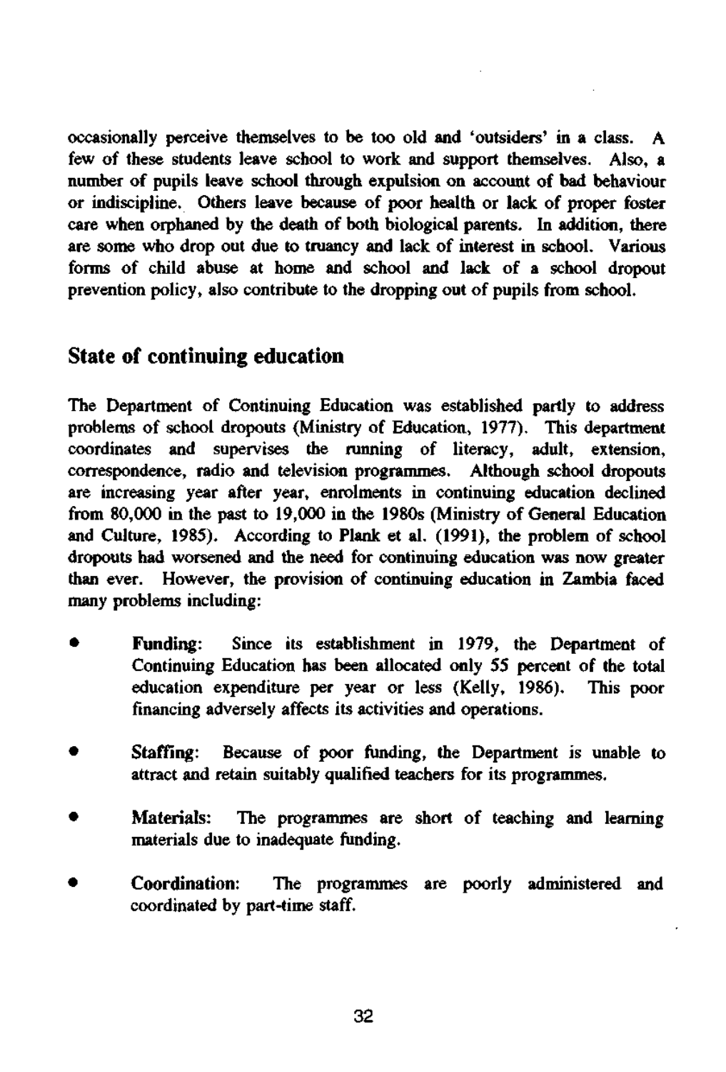occasionally perceive themselves to be too old and 'outsiders' in a class. A few of these students leave school to work and support themselves. Also, a number of pupils leave school through expulsion on account of bad behaviour or indiscipline. Others leave because of poor health or lack of proper foster care when orphaned by the death of both biological parents. In addition, there are some who drop out due to truancy and lack of interest in school. Various forms of child abuse at home and school and lack of a school dropout prevention policy, also contribute to the dropping out of pupils from school.

## State of continuing education

The Department of Continuing Education was established partly to address problems of school dropouts (Ministry of Education, 1977). This department coordinates and supervises the running of literacy, adult, extension, correspondence, radio and television programmes. Although school dropouts are increasing year after year, enrolments in continuing education declined from 80,000 in the past to 19,000 in the 1980s (Ministry of General Education and Culture, 1985). According to Plank et al. (1991), the problem of school dropouts had worsened and the need for continuing education was now greater than ever. However, the provision of continuing education in Zambia faced many problems including:

- **Funding:** Since its establishment in 1979, the Department of Continuing Education has been allocated only 55 percent of the total education expenditure per year or less (Kelly, 1986). This poor financing adversely affects its activities and operations.

- **Staffing:** Because of poor funding, the Department is unable to attract and retain suitably qualified teachers for its programmes.

- **Materials:** The programmes are short of teaching and learning materials due to inadequate funding.

- **Coordination:** The programmes are poorly administered and coordinated by part-time staff.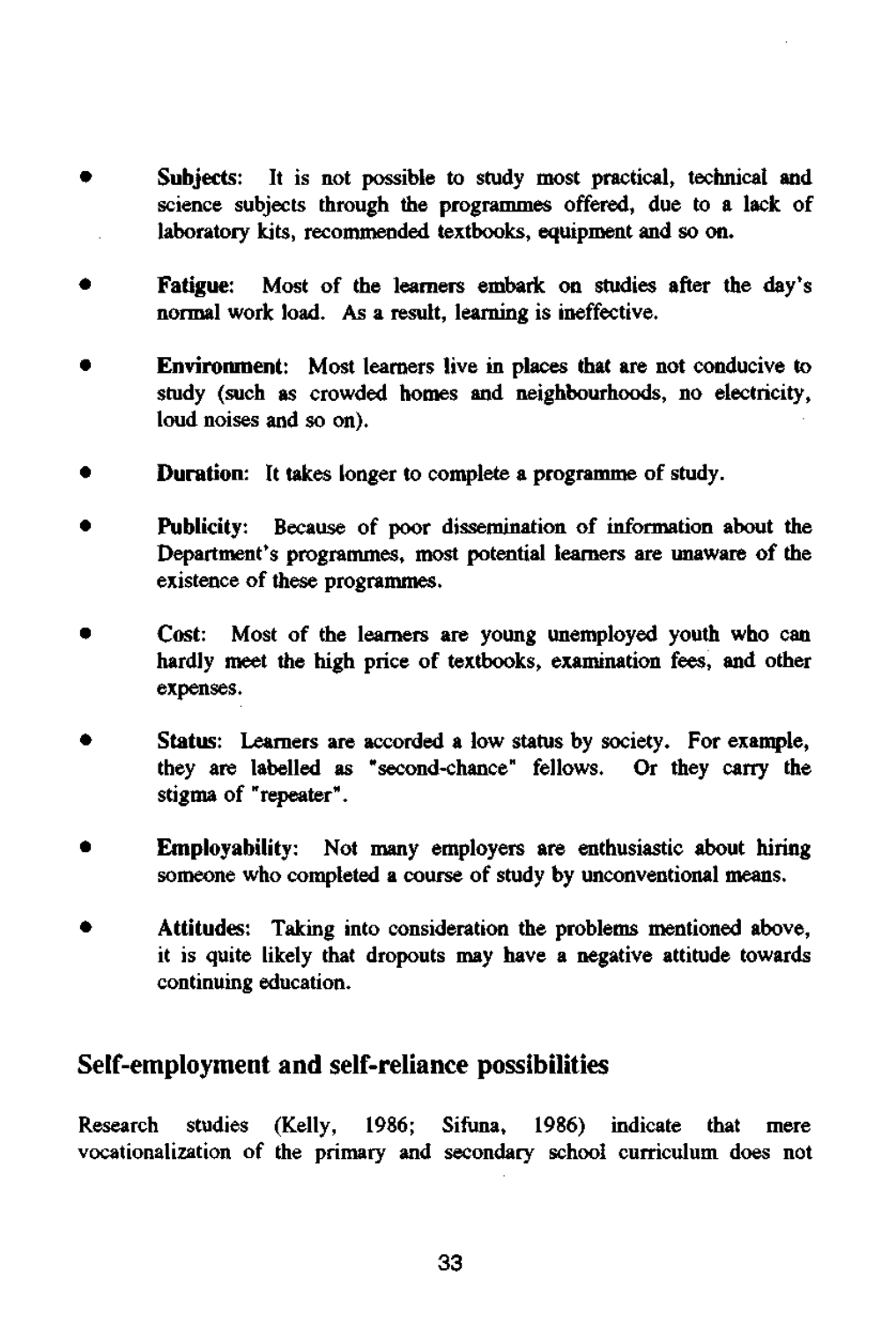- **Subjects:** It is not possible to study most practical, technical and science subjects through the programmes offered, due to a lack of laboratory kits, recommended textbooks, equipment and so on.

- **Fatigue:** Most of the learners embark on studies after the day's normal work load. As a result, learning is ineffective.

- **Environment:** Most learners live in places that are not conducive to study (such as crowded homes and neighbourhoods, no electricity, loud noises and so on).

- **Duration:** It takes longer to complete a programme of study.

- **Publicity:** Because of poor dissemination of information about the Department's programmes, most potential learners are unaware of the existence of these programmes.

- **Cost:** Most of the learners are young unemployed youth who can hardly meet the high price of textbooks, examination fees, and other expenses.

- **Status:** Learners are accorded a low status by society. For example, they are labelled as "second-chance" fellows. Or they carry the stigma of "repeater".

- **Employability:** Not many employers are enthusiastic about hiring someone who completed a course of study by unconventional means.

- **Attitudes:** Taking into consideration the problems mentioned above, it is quite likely that dropouts may have a negative attitude towards continuing education.

## Self-employment and self-reliance possibilities

Research studies (Kelly, 1986; Sifuna, 1986) indicate that mere vocationalization of the primary and secondary school curriculum does not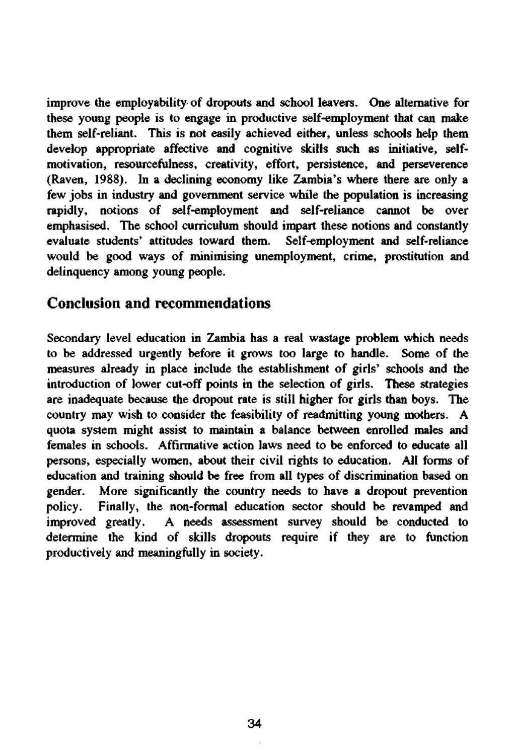improve the employability of dropouts and school leavers. One alternative for these young people is to engage in productive self-employment that can make them self-reliant. This is not easily achieved either, unless schools help them develop appropriate affective and cognitive skills such as initiative, self-motivation, resourcefulness, creativity, effort, persistence, and perseverence (Raven, 1988). In a declining economy like Zambia's where there are only a few jobs in industry and government service while the population is increasing rapidly, notions of self-employment and self-reliance cannot be over emphasised. The school curriculum should impart these notions and constantly evaluate students' attitudes toward them. Self-employment and self-reliance would be good ways of minimising unemployment, crime, prostitution and delinquency among young people.

## Conclusion and recommendations

Secondary level education in Zambia has a real wastage problem which needs to be addressed urgently before it grows too large to handle. Some of the measures already in place include the establishment of girls' schools and the introduction of lower cut-off points in the selection of girls. These strategies are inadequate because the dropout rate is still higher for girls than boys. The country may wish to consider the feasibility of readmitting young mothers. A quota system might assist to maintain a balance between enrolled males and females in schools. Affirmative action laws need to be enforced to educate all persons, especially women, about their civil rights to education. All forms of education and training should be free from all types of discrimination based on gender. More significantly the country needs to have a dropout prevention policy. Finally, the non-formal education sector should be revamped and improved greatly. A needs assessment survey should be conducted to determine the kind of skills dropouts require if they are to function productively and meaningfully in society.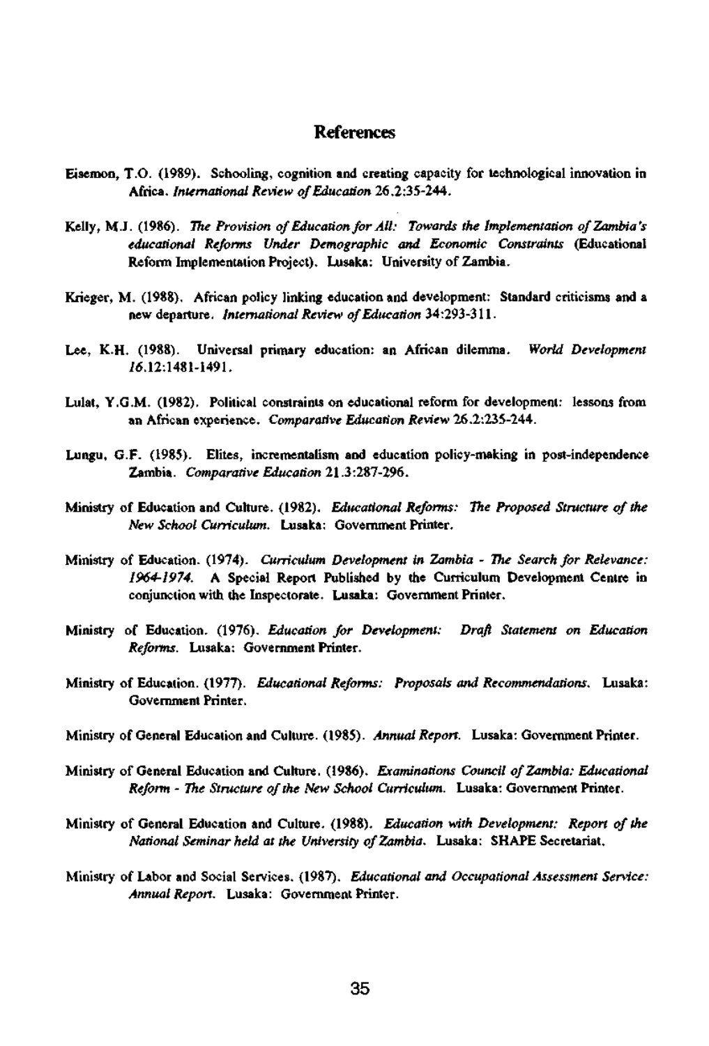# References

Eisemon, T.O. (1989). Schooling, cognition and creating capacity for technological innovation in Africa. *International Review of Education* 26.2:35-244.

Kelly, M.J. (1986). *The Provision of Education for All: Towards the Implementation of Zambia's educational Reforms Under Demographic and Economic Constraints* (Educational Reform Implementation Project). Lusaka: University of Zambia.

Krieger, M. (1988). African policy linking education and development: Standard criticisms and a new departure. *International Review of Education* 34:293-311.

Lee, K.H. (1988). Universal primary education: an African dilemma. *World Development 16*.12:1481-1491.

Lulat, Y.G.M. (1982). Political constraints on educational reform for development: lessons from an African experience. *Comparative Education Review* 26.2:235-244.

Lungu, G.F. (1985). Elites, incrementalism and education policy-making in post-independence Zambia. *Comparative Education* 21.3:287-296.

Ministry of Education and Culture. (1982). *Educational Reforms: The Proposed Structure of the New School Curriculum*. Lusaka: Government Printer.

Ministry of Education. (1974). *Curriculum Development in Zambia - The Search for Relevance: 1964-1974*. A Special Report Published by the Curriculum Development Centre in conjunction with the Inspectorate. Lusaka: Government Printer.

Ministry of Education. (1976). *Education for Development: Draft Statement on Education Reforms*. Lusaka: Government Printer.

Ministry of Education. (1977). *Educational Reforms: Proposals and Recommendations*. Lusaka: Government Printer.

Ministry of General Education and Culture. (1985). *Annual Report*. Lusaka: Government Printer.

Ministry of General Education and Culture. (1986). *Examinations Council of Zambia: Educational Reform - The Structure of the New School Curriculum*. Lusaka: Government Printer.

Ministry of General Education and Culture. (1988). *Education with Development: Report of the National Seminar held at the University of Zambia*. Lusaka: SHAPE Secretariat.

Ministry of Labor and Social Services. (1987). *Educational and Occupational Assessment Service: Annual Report*. Lusaka: Government Printer.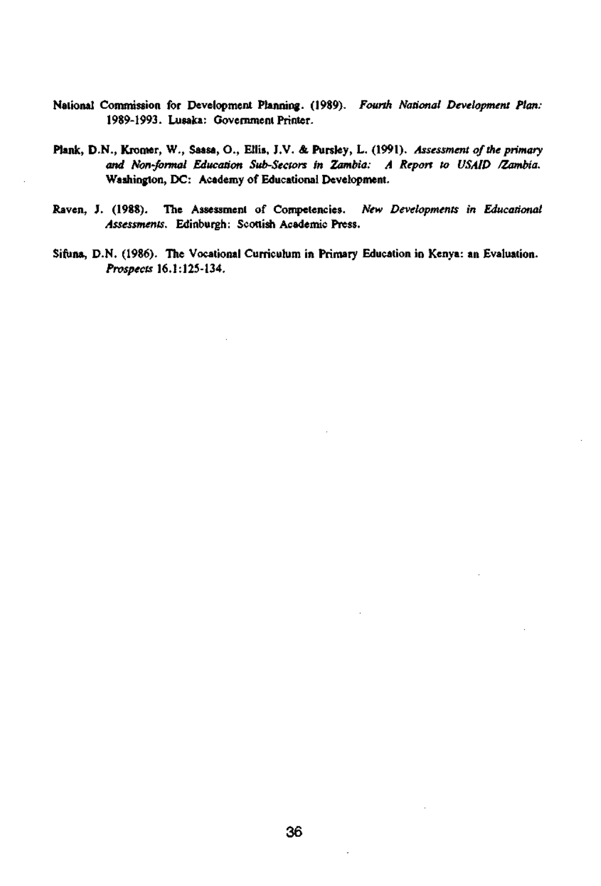National Commission for Development Planning. (1989). *Fourth National Development Plan: 1989-1993*. Lusaka: Government Printer.

Plank, D.N., Kromer, W., Saasa, O., Ellis, J.V. & Pursley, L. (1991). *Assessment of the primary and Non-formal Education Sub-Sectors in Zambia: A Report to USAID /Zambia*. Washington, DC: Academy of Educational Development.

Raven, J. (1988). The Assessment of Competencies. *New Developments in Educational Assessments*. Edinburgh: Scottish Academic Press.

Sifuna, D.N. (1986). The Vocational Curriculum in Primary Education in Kenya: an Evaluation. *Prospects* 16.1:125-134.